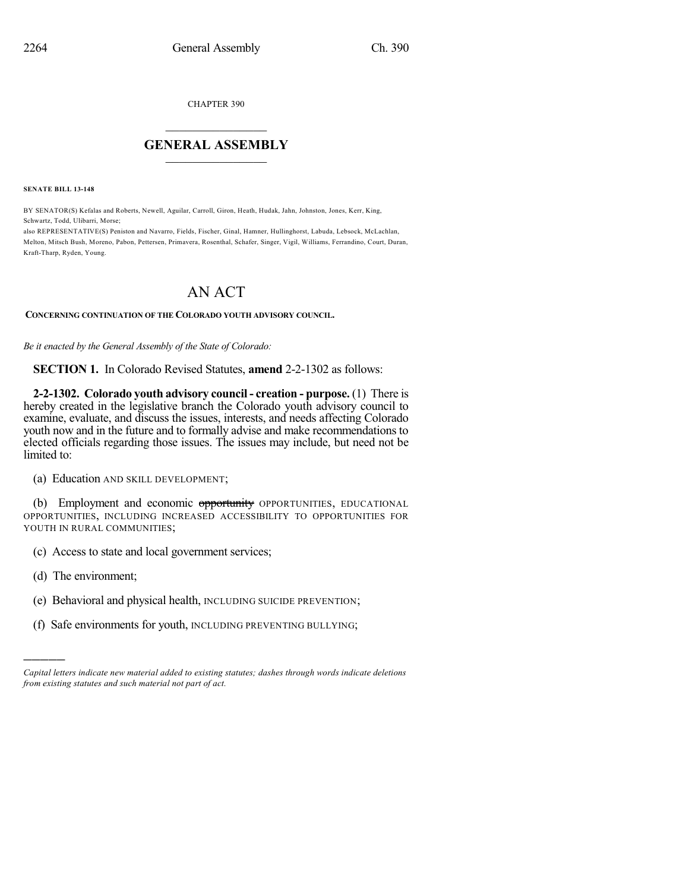CHAPTER 390

# GENERAL ASSEMBLY

**SENATE BILL 13-148**

BY SENATOR(S) Kefalas and Roberts, Newell, Aguilar, Carroll, Giron, Heath, Hudak, Jahn, Johnston, Jones, Kerr, King, Schwartz, Todd, Ulibarri, Morse;
also REPRESENTATIVE(S) Peniston and Navarro, Fields, Fischer, Ginal, Hamner, Hullinghorst, Labuda, Lebsock, McLachlan, Melton, Mitsch Bush, Moreno, Pabon, Pettersen, Primavera, Rosenthal, Schafer, Singer, Vigil, Williams, Ferrandino, Court, Duran, Kraft-Tharp, Ryden, Young.

# AN ACT

**CONCERNING CONTINUATION OF THE COLORADO YOUTH ADVISORY COUNCIL.**

*Be it enacted by the General Assembly of the State of Colorado:*

**SECTION 1.** In Colorado Revised Statutes, **amend** 2-2-1302 as follows:

**2-2-1302. Colorado youth advisory council - creation - purpose.** (1) There is hereby created in the legislative branch the Colorado youth advisory council to examine, evaluate, and discuss the issues, interests, and needs affecting Colorado youth now and in the future and to formally advise and make recommendations to elected officials regarding those issues. The issues may include, but need not be limited to:

(a) Education AND SKILL DEVELOPMENT;

(b) Employment and economic ~~opportunity~~ OPPORTUNITIES, EDUCATIONAL OPPORTUNITIES, INCLUDING INCREASED ACCESSIBILITY TO OPPORTUNITIES FOR YOUTH IN RURAL COMMUNITIES;

(c) Access to state and local government services;

(d) The environment;

(e) Behavioral and physical health, INCLUDING SUICIDE PREVENTION;

(f) Safe environments for youth, INCLUDING PREVENTING BULLYING;

*Capital letters indicate new material added to existing statutes; dashes through words indicate deletions from existing statutes and such material not part of act.*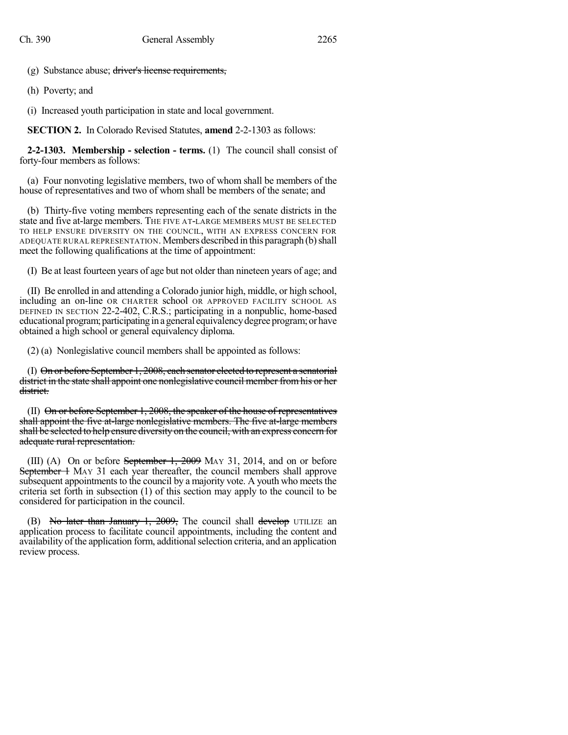(g) Substance abuse; ~~driver's license requirements,~~

(h) Poverty; and

(i) Increased youth participation in state and local government.

**SECTION 2.** In Colorado Revised Statutes, **amend** 2-2-1303 as follows:

**2-2-1303. Membership - selection - terms.** (1) The council shall consist of forty-four members as follows:

(a) Four nonvoting legislative members, two of whom shall be members of the house of representatives and two of whom shall be members of the senate; and

(b) Thirty-five voting members representing each of the senate districts in the state and five at-large members. THE FIVE AT-LARGE MEMBERS MUST BE SELECTED TO HELP ENSURE DIVERSITY ON THE COUNCIL, WITH AN EXPRESS CONCERN FOR ADEQUATE RURAL REPRESENTATION. Members described in this paragraph (b) shall meet the following qualifications at the time of appointment:

(I) Be at least fourteen years of age but not older than nineteen years of age; and

(II) Be enrolled in and attending a Colorado junior high, middle, or high school, including an on-line OR CHARTER school OR APPROVED FACILITY SCHOOL AS DEFINED IN SECTION 22-2-402, C.R.S.; participating in a nonpublic, home-based educational program; participating in a general equivalency degree program; or have obtained a high school or general equivalency diploma.

(2) (a) Nonlegislative council members shall be appointed as follows:

(I) ~~On or before September 1, 2008, each senator elected to represent a senatorial district in the state shall appoint one nonlegislative council member from his or her district.~~

(II) ~~On or before September 1, 2008, the speaker of the house of representatives shall appoint the five at-large nonlegislative members. The five at-large members shall be selected to help ensure diversity on the council, with an express concern for adequate rural representation.~~

(III) (A) On or before ~~September 1, 2009~~ MAY 31, 2014, and on or before ~~September 1~~ MAY 31 each year thereafter, the council members shall approve subsequent appointments to the council by a majority vote. A youth who meets the criteria set forth in subsection (1) of this section may apply to the council to be considered for participation in the council.

(B) ~~No later than January 1, 2009,~~ The council shall ~~develop~~ UTILIZE an application process to facilitate council appointments, including the content and availability of the application form, additional selection criteria, and an application review process.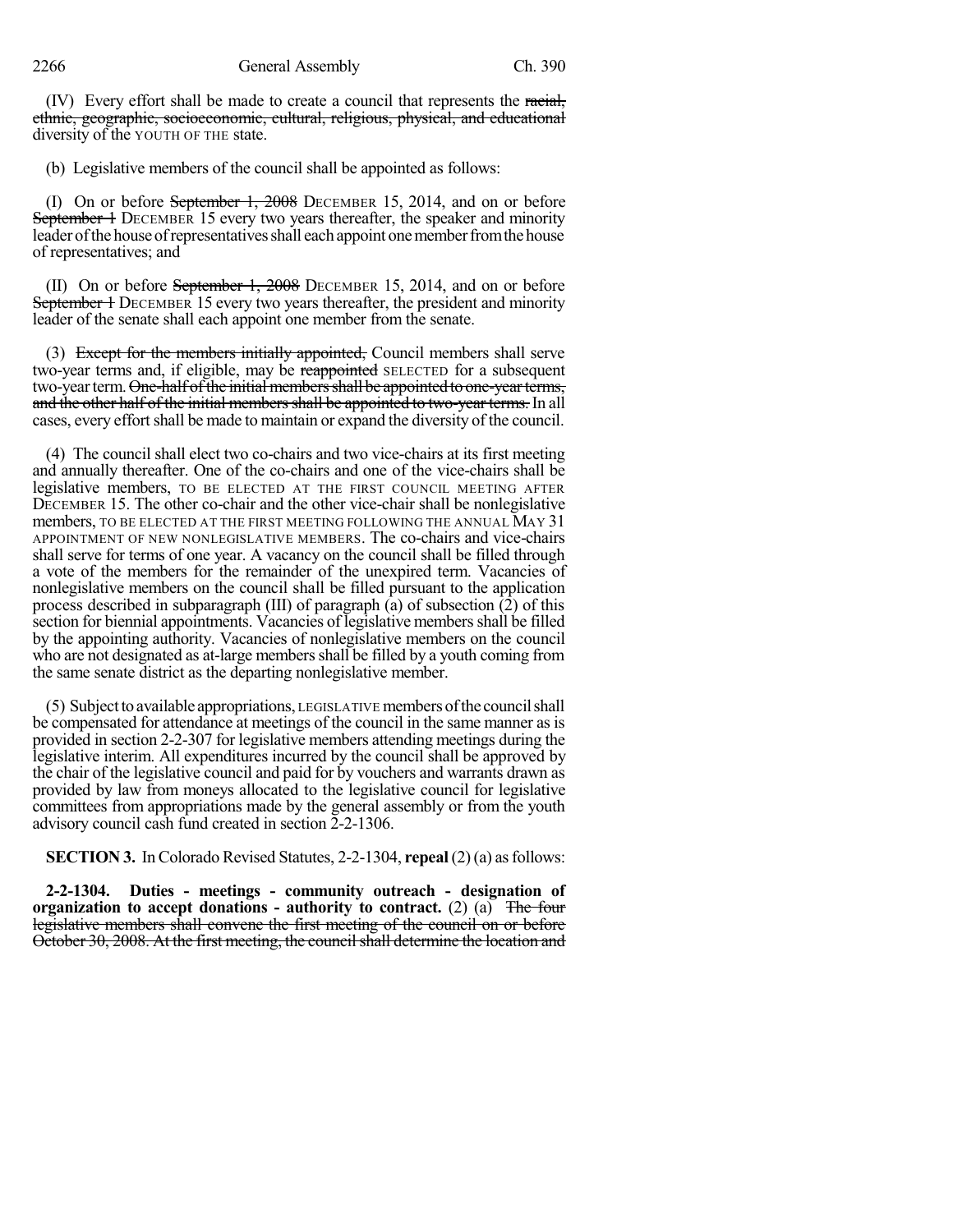(IV) Every effort shall be made to create a council that represents the racial, ethnic, geographic, socioeconomic, cultural, religious, physical, and educational diversity of the YOUTH OF THE state.

(b) Legislative members of the council shall be appointed as follows:

(I) On or before September 1, 2008 DECEMBER 15, 2014, and on or before September 1 DECEMBER 15 every two years thereafter, the speaker and minority leader of the house of representatives shall each appoint one member from the house of representatives; and

(II) On or before September 1, 2008 DECEMBER 15, 2014, and on or before September 1 DECEMBER 15 every two years thereafter, the president and minority leader of the senate shall each appoint one member from the senate.

(3) Except for the members initially appointed, Council members shall serve two-year terms and, if eligible, may be reappointed SELECTED for a subsequent two-year term. One-half of the initial members shall be appointed to one-year terms, and the other half of the initial members shall be appointed to two-year terms. In all cases, every effort shall be made to maintain or expand the diversity of the council.

(4) The council shall elect two co-chairs and two vice-chairs at its first meeting and annually thereafter. One of the co-chairs and one of the vice-chairs shall be legislative members, TO BE ELECTED AT THE FIRST COUNCIL MEETING AFTER DECEMBER 15. The other co-chair and the other vice-chair shall be nonlegislative members, TO BE ELECTED AT THE FIRST MEETING FOLLOWING THE ANNUAL MAY 31 APPOINTMENT OF NEW NONLEGISLATIVE MEMBERS. The co-chairs and vice-chairs shall serve for terms of one year. A vacancy on the council shall be filled through a vote of the members for the remainder of the unexpired term. Vacancies of nonlegislative members on the council shall be filled pursuant to the application process described in subparagraph (III) of paragraph (a) of subsection (2) of this section for biennial appointments. Vacancies of legislative members shall be filled by the appointing authority. Vacancies of nonlegislative members on the council who are not designated as at-large members shall be filled by a youth coming from the same senate district as the departing nonlegislative member.

(5) Subject to available appropriations, LEGISLATIVE members of the council shall be compensated for attendance at meetings of the council in the same manner as is provided in section 2-2-307 for legislative members attending meetings during the legislative interim. All expenditures incurred by the council shall be approved by the chair of the legislative council and paid for by vouchers and warrants drawn as provided by law from moneys allocated to the legislative council for legislative committees from appropriations made by the general assembly or from the youth advisory council cash fund created in section 2-2-1306.

**SECTION 3.** In Colorado Revised Statutes, 2-2-1304, **repeal** (2) (a) as follows:

**2-2-1304. Duties - meetings - community outreach - designation of organization to accept donations - authority to contract.** (2) (a) The four legislative members shall convene the first meeting of the council on or before October 30, 2008. At the first meeting, the council shall determine the location and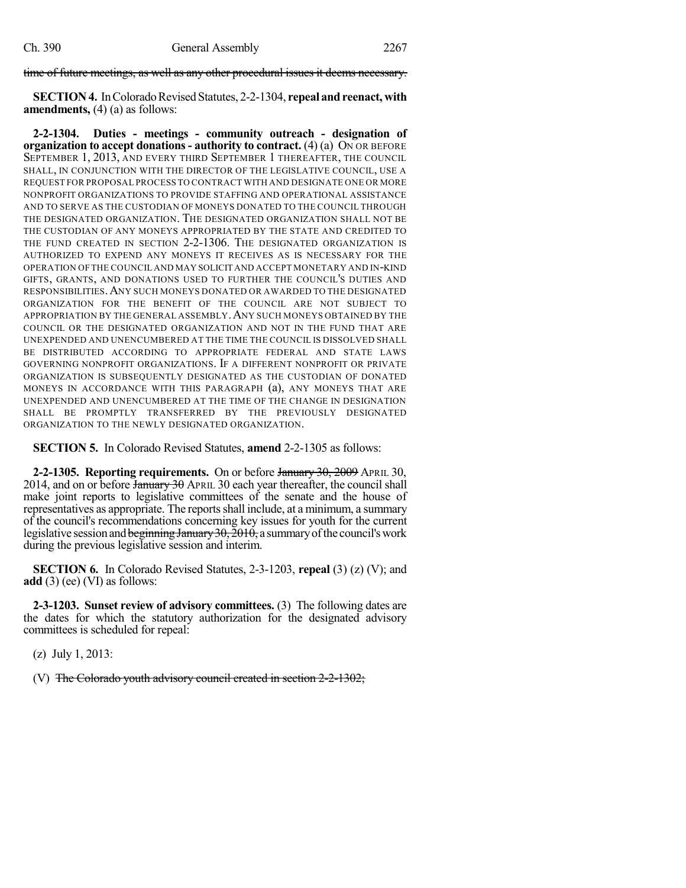~~time of future meetings, as well as any other procedural issues it deems necessary.~~

**SECTION 4.** In Colorado Revised Statutes, 2-2-1304, **repeal and reenact, with amendments,** (4) (a) as follows:

**2-2-1304. Duties - meetings - community outreach - designation of organization to accept donations - authority to contract.** (4) (a) ON OR BEFORE SEPTEMBER 1, 2013, AND EVERY THIRD SEPTEMBER 1 THEREAFTER, THE COUNCIL SHALL, IN CONJUNCTION WITH THE DIRECTOR OF THE LEGISLATIVE COUNCIL, USE A REQUEST FOR PROPOSAL PROCESS TO CONTRACT WITH AND DESIGNATE ONE OR MORE NONPROFIT ORGANIZATIONS TO PROVIDE STAFFING AND OPERATIONAL ASSISTANCE AND TO SERVE AS THE CUSTODIAN OF MONEYS DONATED TO THE COUNCIL THROUGH THE DESIGNATED ORGANIZATION. THE DESIGNATED ORGANIZATION SHALL NOT BE THE CUSTODIAN OF ANY MONEYS APPROPRIATED BY THE STATE AND CREDITED TO THE FUND CREATED IN SECTION 2-2-1306. THE DESIGNATED ORGANIZATION IS AUTHORIZED TO EXPEND ANY MONEYS IT RECEIVES AS IS NECESSARY FOR THE OPERATION OF THE COUNCIL AND MAY SOLICIT AND ACCEPT MONETARY AND IN-KIND GIFTS, GRANTS, AND DONATIONS USED TO FURTHER THE COUNCIL'S DUTIES AND RESPONSIBILITIES. ANY SUCH MONEYS DONATED OR AWARDED TO THE DESIGNATED ORGANIZATION FOR THE BENEFIT OF THE COUNCIL ARE NOT SUBJECT TO APPROPRIATION BY THE GENERAL ASSEMBLY. ANY SUCH MONEYS OBTAINED BY THE COUNCIL OR THE DESIGNATED ORGANIZATION AND NOT IN THE FUND THAT ARE UNEXPENDED AND UNENCUMBERED AT THE TIME THE COUNCIL IS DISSOLVED SHALL BE DISTRIBUTED ACCORDING TO APPROPRIATE FEDERAL AND STATE LAWS GOVERNING NONPROFIT ORGANIZATIONS. IF A DIFFERENT NONPROFIT OR PRIVATE ORGANIZATION IS SUBSEQUENTLY DESIGNATED AS THE CUSTODIAN OF DONATED MONEYS IN ACCORDANCE WITH THIS PARAGRAPH (a), ANY MONEYS THAT ARE UNEXPENDED AND UNENCUMBERED AT THE TIME OF THE CHANGE IN DESIGNATION SHALL BE PROMPTLY TRANSFERRED BY THE PREVIOUSLY DESIGNATED ORGANIZATION TO THE NEWLY DESIGNATED ORGANIZATION.

**SECTION 5.** In Colorado Revised Statutes, **amend** 2-2-1305 as follows:

**2-2-1305. Reporting requirements.** On or before ~~January 30, 2009~~ APRIL 30, 2014, and on or before ~~January 30~~ APRIL 30 each year thereafter, the council shall make joint reports to legislative committees of the senate and the house of representatives as appropriate. The reports shall include, at a minimum, a summary of the council's recommendations concerning key issues for youth for the current legislative session and ~~beginning January 30, 2010,~~ a summary of the council's work during the previous legislative session and interim.

**SECTION 6.** In Colorado Revised Statutes, 2-3-1203, **repeal** (3) (z) (V); and **add** (3) (ee) (VI) as follows:

**2-3-1203. Sunset review of advisory committees.** (3) The following dates are the dates for which the statutory authorization for the designated advisory committees is scheduled for repeal:

(z) July 1, 2013:

(V) ~~The Colorado youth advisory council created in section 2-2-1302;~~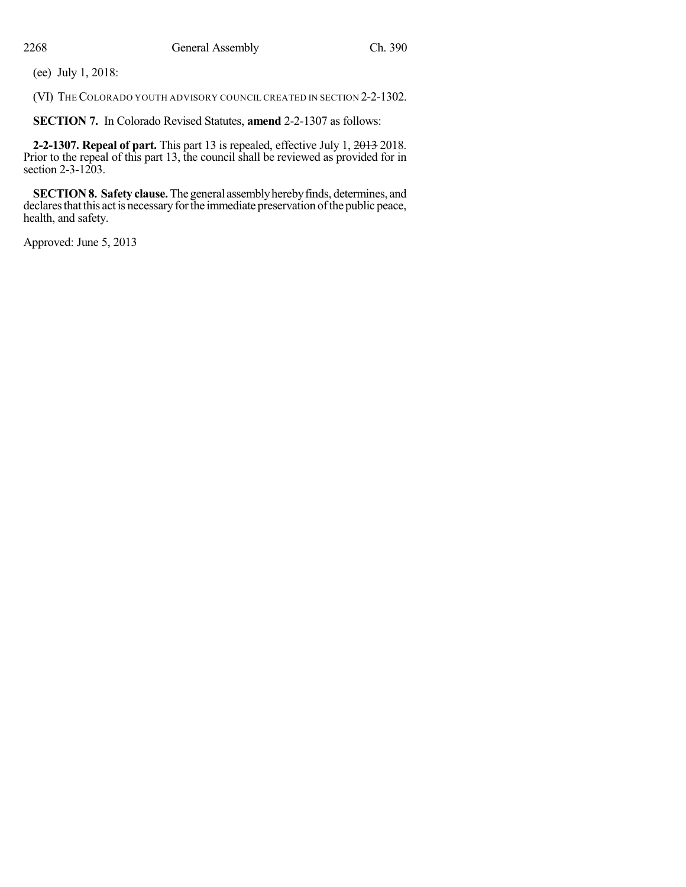(ee) July 1, 2018:

(VI) THE COLORADO YOUTH ADVISORY COUNCIL CREATED IN SECTION 2-2-1302.

**SECTION 7.** In Colorado Revised Statutes, **amend** 2-2-1307 as follows:

**2-2-1307. Repeal of part.** This part 13 is repealed, effective July 1, ~~2013~~ 2018. Prior to the repeal of this part 13, the council shall be reviewed as provided for in section 2-3-1203.

**SECTION 8. Safety clause.** The general assembly hereby finds, determines, and declares that this act is necessary for the immediate preservation of the public peace, health, and safety.

Approved: June 5, 2013